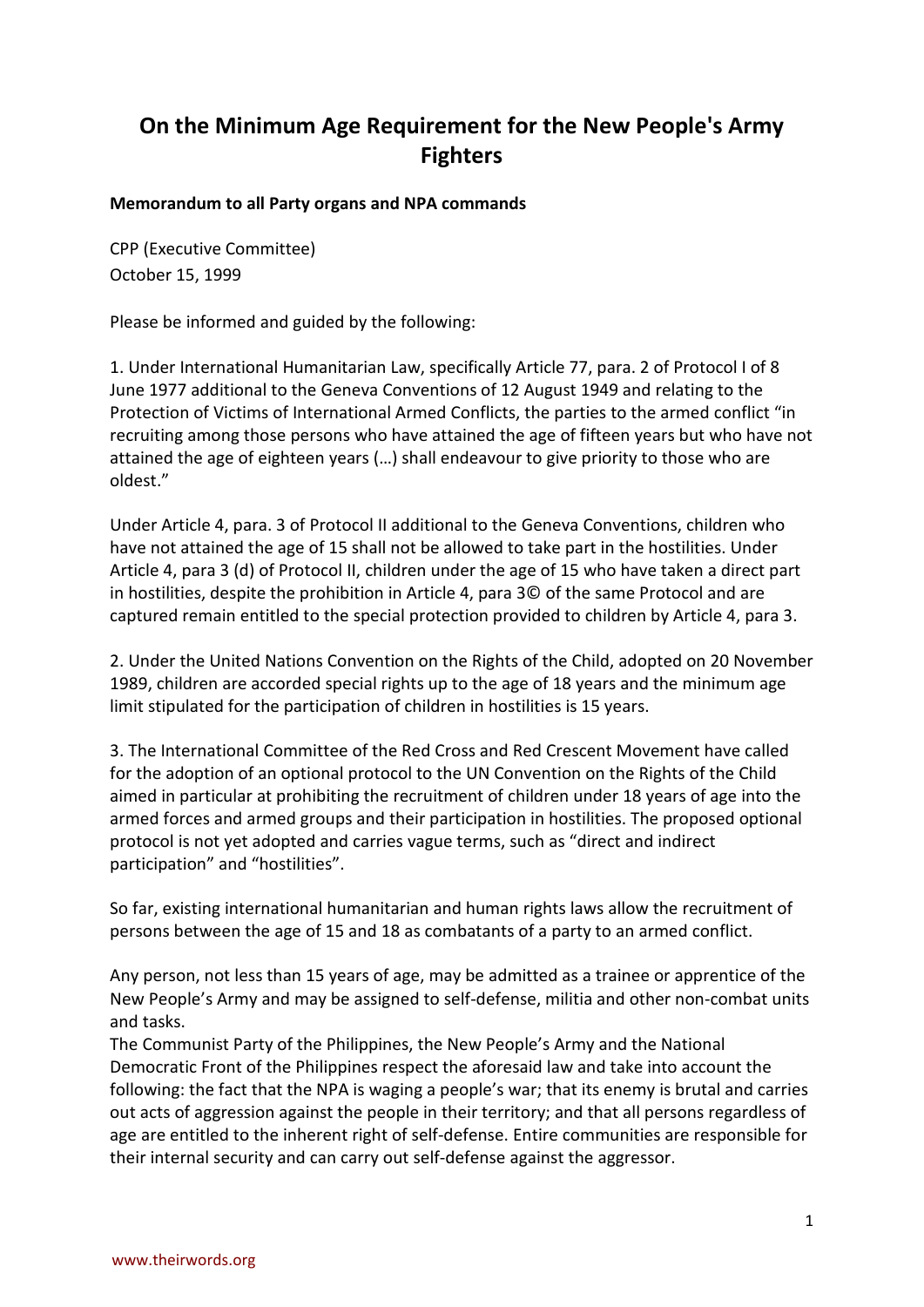# On the Minimum Age Requirement for the New People's Army Fighters

**Memorandum to all Party organs and NPA commands**

CPP (Executive Committee)
October 15, 1999

Please be informed and guided by the following:

1. Under International Humanitarian Law, specifically Article 77, para. 2 of Protocol I of 8 June 1977 additional to the Geneva Conventions of 12 August 1949 and relating to the Protection of Victims of International Armed Conflicts, the parties to the armed conflict "in recruiting among those persons who have attained the age of fifteen years but who have not attained the age of eighteen years (…) shall endeavour to give priority to those who are oldest."

Under Article 4, para. 3 of Protocol II additional to the Geneva Conventions, children who have not attained the age of 15 shall not be allowed to take part in the hostilities. Under Article 4, para 3 (d) of Protocol II, children under the age of 15 who have taken a direct part in hostilities, despite the prohibition in Article 4, para 3© of the same Protocol and are captured remain entitled to the special protection provided to children by Article 4, para 3.

2. Under the United Nations Convention on the Rights of the Child, adopted on 20 November 1989, children are accorded special rights up to the age of 18 years and the minimum age limit stipulated for the participation of children in hostilities is 15 years.

3. The International Committee of the Red Cross and Red Crescent Movement have called for the adoption of an optional protocol to the UN Convention on the Rights of the Child aimed in particular at prohibiting the recruitment of children under 18 years of age into the armed forces and armed groups and their participation in hostilities. The proposed optional protocol is not yet adopted and carries vague terms, such as "direct and indirect participation" and "hostilities".

So far, existing international humanitarian and human rights laws allow the recruitment of persons between the age of 15 and 18 as combatants of a party to an armed conflict.

Any person, not less than 15 years of age, may be admitted as a trainee or apprentice of the New People's Army and may be assigned to self-defense, militia and other non-combat units and tasks.
The Communist Party of the Philippines, the New People's Army and the National Democratic Front of the Philippines respect the aforesaid law and take into account the following: the fact that the NPA is waging a people's war; that its enemy is brutal and carries out acts of aggression against the people in their territory; and that all persons regardless of age are entitled to the inherent right of self-defense. Entire communities are responsible for their internal security and can carry out self-defense against the aggressor.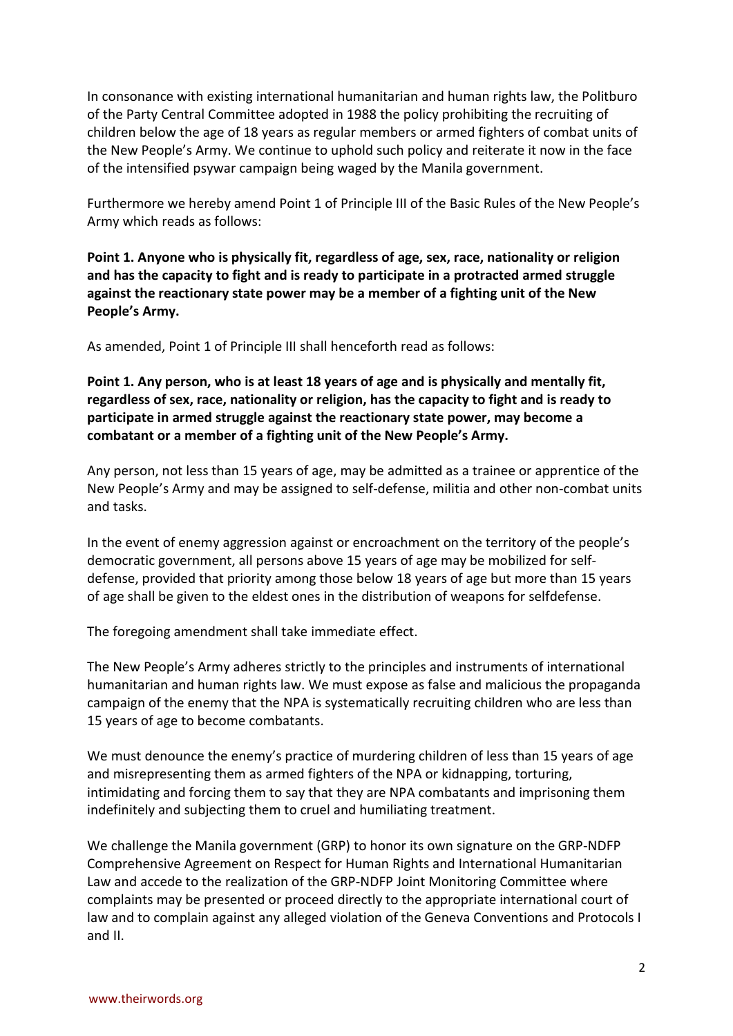In consonance with existing international humanitarian and human rights law, the Politburo of the Party Central Committee adopted in 1988 the policy prohibiting the recruiting of children below the age of 18 years as regular members or armed fighters of combat units of the New People's Army. We continue to uphold such policy and reiterate it now in the face of the intensified psywar campaign being waged by the Manila government.

Furthermore we hereby amend Point 1 of Principle III of the Basic Rules of the New People's Army which reads as follows:

**Point 1. Anyone who is physically fit, regardless of age, sex, race, nationality or religion and has the capacity to fight and is ready to participate in a protracted armed struggle against the reactionary state power may be a member of a fighting unit of the New People's Army.**

As amended, Point 1 of Principle III shall henceforth read as follows:

**Point 1. Any person, who is at least 18 years of age and is physically and mentally fit, regardless of sex, race, nationality or religion, has the capacity to fight and is ready to participate in armed struggle against the reactionary state power, may become a combatant or a member of a fighting unit of the New People's Army.**

Any person, not less than 15 years of age, may be admitted as a trainee or apprentice of the New People's Army and may be assigned to self-defense, militia and other non-combat units and tasks.

In the event of enemy aggression against or encroachment on the territory of the people's democratic government, all persons above 15 years of age may be mobilized for self-defense, provided that priority among those below 18 years of age but more than 15 years of age shall be given to the eldest ones in the distribution of weapons for selfdefense.

The foregoing amendment shall take immediate effect.

The New People's Army adheres strictly to the principles and instruments of international humanitarian and human rights law. We must expose as false and malicious the propaganda campaign of the enemy that the NPA is systematically recruiting children who are less than 15 years of age to become combatants.

We must denounce the enemy's practice of murdering children of less than 15 years of age and misrepresenting them as armed fighters of the NPA or kidnapping, torturing, intimidating and forcing them to say that they are NPA combatants and imprisoning them indefinitely and subjecting them to cruel and humiliating treatment.

We challenge the Manila government (GRP) to honor its own signature on the GRP-NDFP Comprehensive Agreement on Respect for Human Rights and International Humanitarian Law and accede to the realization of the GRP-NDFP Joint Monitoring Committee where complaints may be presented or proceed directly to the appropriate international court of law and to complain against any alleged violation of the Geneva Conventions and Protocols I and II.